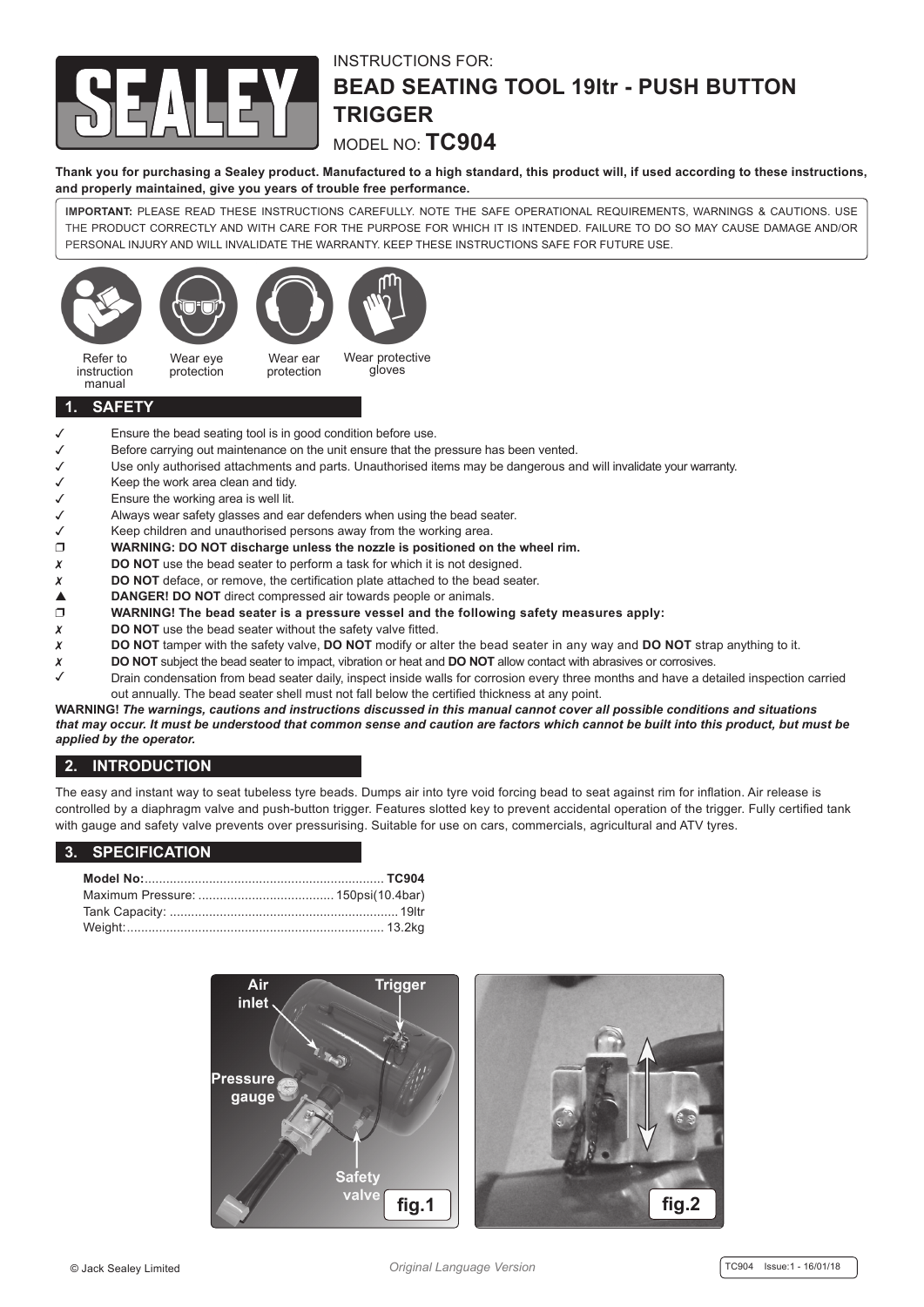INSTRUCTIONS FOR:

# BEAD SEATING TOOL 19ltr - PUSH BUTTON TRIGGER

MODEL NO: **TC904**

**Thank you for purchasing a Sealey product. Manufactured to a high standard, this product will, if used according to these instructions, and properly maintained, give you years of trouble free performance.**

**IMPORTANT:** PLEASE READ THESE INSTRUCTIONS CAREFULLY. NOTE THE SAFE OPERATIONAL REQUIREMENTS, WARNINGS & CAUTIONS. USE THE PRODUCT CORRECTLY AND WITH CARE FOR THE PURPOSE FOR WHICH IT IS INTENDED. FAILURE TO DO SO MAY CAUSE DAMAGE AND/OR PERSONAL INJURY AND WILL INVALIDATE THE WARRANTY. KEEP THESE INSTRUCTIONS SAFE FOR FUTURE USE.

Refer to instruction manual | Wear eye protection | Wear ear protection | Wear protective gloves

## 1. SAFETY

- ✓ Ensure the bead seating tool is in good condition before use.
- ✓ Before carrying out maintenance on the unit ensure that the pressure has been vented.
- ✓ Use only authorised attachments and parts. Unauthorised items may be dangerous and will invalidate your warranty.
- ✓ Keep the work area clean and tidy.
- ✓ Ensure the working area is well lit.
- ✓ Always wear safety glasses and ear defenders when using the bead seater.
- ✓ Keep children and unauthorised persons away from the working area.
- ❐ **WARNING: DO NOT discharge unless the nozzle is positioned on the wheel rim.**
- ✗ **DO NOT** use the bead seater to perform a task for which it is not designed.
- ✗ **DO NOT** deface, or remove, the certification plate attached to the bead seater.
- ▲ **DANGER! DO NOT** direct compressed air towards people or animals.
- ❐ **WARNING! The bead seater is a pressure vessel and the following safety measures apply:**
- ✗ **DO NOT** use the bead seater without the safety valve fitted.
- ✗ **DO NOT** tamper with the safety valve, **DO NOT** modify or alter the bead seater in any way and **DO NOT** strap anything to it.
- ✗ **DO NOT** subject the bead seater to impact, vibration or heat and **DO NOT** allow contact with abrasives or corrosives.
- ✓ Drain condensation from bead seater daily, inspect inside walls for corrosion every three months and have a detailed inspection carried out annually. The bead seater shell must not fall below the certified thickness at any point.

**WARNING!** ***The warnings, cautions and instructions discussed in this manual cannot cover all possible conditions and situations that may occur. It must be understood that common sense and caution are factors which cannot be built into this product, but must be applied by the operator.***

## 2. INTRODUCTION

The easy and instant way to seat tubeless tyre beads. Dumps air into tyre void forcing bead to seat against rim for inflation. Air release is controlled by a diaphragm valve and push-button trigger. Features slotted key to prevent accidental operation of the trigger. Fully certified tank with gauge and safety valve prevents over pressurising. Suitable for use on cars, commercials, agricultural and ATV tyres.

## 3. SPECIFICATION

| | |
|---|---|
| **Model No:** | **TC904** |
| Maximum Pressure: | 150psi(10.4bar) |
| Tank Capacity: | 19ltr |
| Weight: | 13.2kg |

Air inlet, Trigger, Pressure gauge, Safety valve

fig.1

fig.2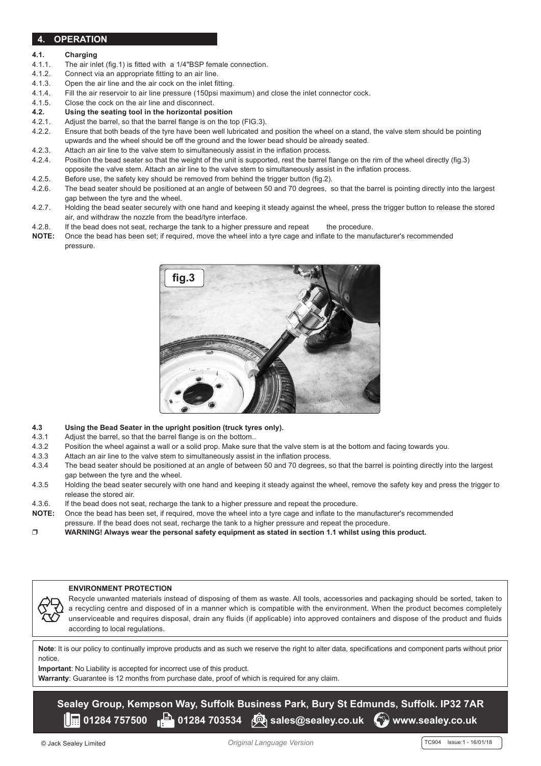## 4. OPERATION

**4.1. Charging**

4.1.1. The air inlet (fig.1) is fitted with a 1/4"BSP female connection.
4.1.2. Connect via an appropriate fitting to an air line.
4.1.3. Open the air line and the air cock on the inlet fitting.
4.1.4. Fill the air reservoir to air line pressure (150psi maximum) and close the inlet connector cock.
4.1.5. Close the cock on the air line and disconnect.

**4.2. Using the seating tool in the horizontal position**

4.2.1. Adjust the barrel, so that the barrel flange is on the top (FIG.3).
4.2.2. Ensure that both beads of the tyre have been well lubricated and position the wheel on a stand, the valve stem should be pointing upwards and the wheel should be off the ground and the lower bead should be already seated.
4.2.3. Attach an air line to the valve stem to simultaneously assist in the inflation process.
4.2.4. Position the bead seater so that the weight of the unit is supported, rest the barrel flange on the rim of the wheel directly (fig.3) opposite the valve stem. Attach an air line to the valve stem to simultaneously assist in the inflation process.
4.2.5. Before use, the safety key should be removed from behind the trigger button (fig.2).
4.2.6. The bead seater should be positioned at an angle of between 50 and 70 degrees, so that the barrel is pointing directly into the largest gap between the tyre and the wheel.
4.2.7. Holding the bead seater securely with one hand and keeping it steady against the wheel, press the trigger button to release the stored air, and withdraw the nozzle from the bead/tyre interface.
4.2.8. If the bead does not seat, recharge the tank to a higher pressure and repeat the procedure.

**NOTE:** Once the bead has been set; if required, move the wheel into a tyre cage and inflate to the manufacturer's recommended pressure.

fig.3

**4.3 Using the Bead Seater in the upright position (truck tyres only).**

4.3.1 Adjust the barrel, so that the barrel flange is on the bottom..
4.3.2 Position the wheel against a wall or a solid prop. Make sure that the valve stem is at the bottom and facing towards you.
4.3.3 Attach an air line to the valve stem to simultaneously assist in the inflation process.
4.3.4 The bead seater should be positioned at an angle of between 50 and 70 degrees, so that the barrel is pointing directly into the largest gap between the tyre and the wheel.
4.3.5 Holding the bead seater securely with one hand and keeping it steady against the wheel, remove the safety key and press the trigger to release the stored air.
4.3.6. If the bead does not seat, recharge the tank to a higher pressure and repeat the procedure.

**NOTE:** Once the bead has been set, if required, move the wheel into a tyre cage and inflate to the manufacturer's recommended pressure. If the bead does not seat, recharge the tank to a higher pressure and repeat the procedure.

❒ **WARNING! Always wear the personal safety equipment as stated in section 1.1 whilst using this product.**

**ENVIRONMENT PROTECTION**

Recycle unwanted materials instead of disposing of them as waste. All tools, accessories and packaging should be sorted, taken to a recycling centre and disposed of in a manner which is compatible with the environment. When the product becomes completely unserviceable and requires disposal, drain any fluids (if applicable) into approved containers and dispose of the product and fluids according to local regulations.

**Note**: It is our policy to continually improve products and as such we reserve the right to alter data, specifications and component parts without prior notice.

**Important**: No Liability is accepted for incorrect use of this product.

**Warranty**: Guarantee is 12 months from purchase date, proof of which is required for any claim.

**Sealey Group, Kempson Way, Suffolk Business Park, Bury St Edmunds, Suffolk. IP32 7AR**

**01284 757500 01284 703534 sales@sealey.co.uk www.sealey.co.uk**

© Jack Sealey Limited *Original Language Version* TC904 Issue:1 - 16/01/18